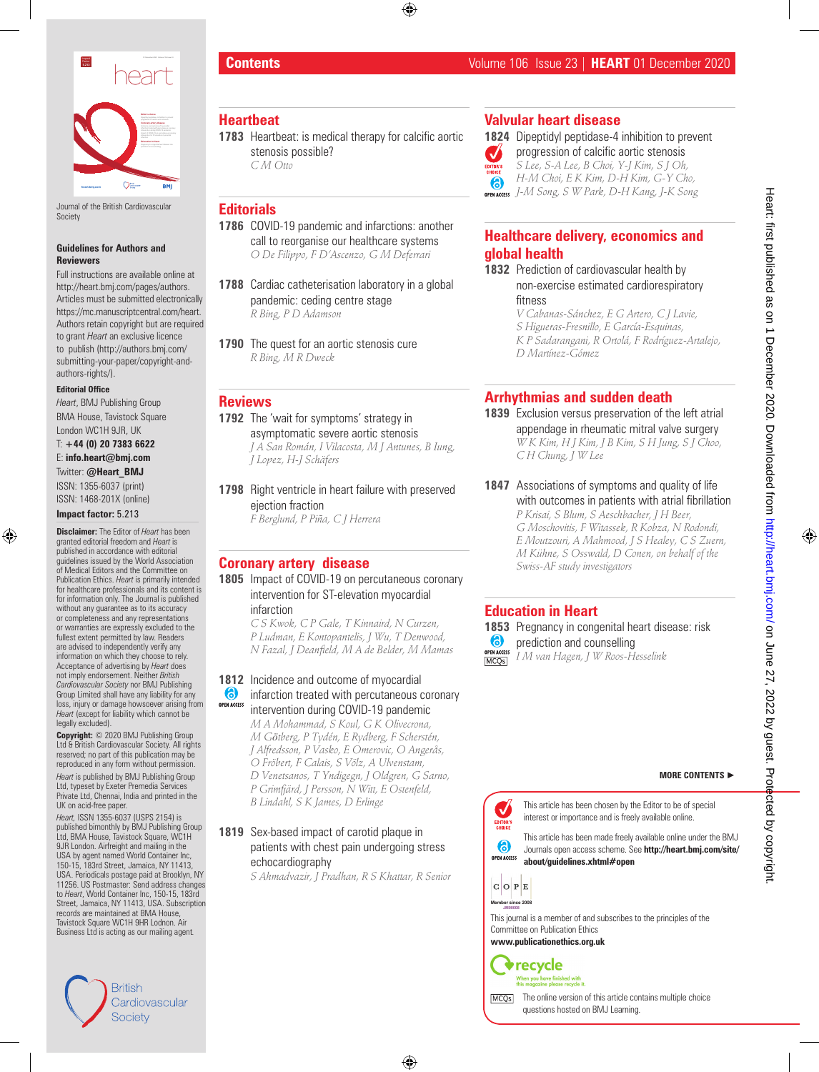Journal of the British Cardiovascular Society

**Guidelines for Authors and Reviewers**

Full instructions are available online at http://heart.bmj.com/pages/authors. Articles must be submitted electronically https://mc.manuscriptcentral.com/heart. Authors retain copyright but are required to grant *Heart* an exclusive licence to publish (http://authors.bmj.com/submitting-your-paper/copyright-and-authors-rights/).

**Editorial Office**

*Heart*, BMJ Publishing Group
BMA House, Tavistock Square
London WC1H 9JR, UK
T: **+44 (0) 20 7383 6622**
E: **info.heart@bmj.com**
Twitter: **@Heart_BMJ**
ISSN: 1355-6037 (print)
ISSN: 1468-201X (online)

**Impact factor:** 5.213

**Disclaimer:** The Editor of *Heart* has been granted editorial freedom and *Heart* is published in accordance with editorial guidelines issued by the World Association of Medical Editors and the Committee on Publication Ethics. *Heart* is primarily intended for healthcare professionals and its content is for information only. The Journal is published without any guarantee as to its accuracy or completeness and any representations or warranties are expressly excluded to the fullest extent permitted by law. Readers are advised to independently verify any information on which they choose to rely. Acceptance of advertising by *Heart* does not imply endorsement. Neither *British Cardiovascular Society* nor BMJ Publishing Group Limited shall have any liability for any loss, injury or damage howsoever arising from *Heart* (except for liability which cannot be legally excluded).

**Copyright:** © 2020 BMJ Publishing Group Ltd & British Cardiovascular Society. All rights reserved; no part of this publication may be reproduced in any form without permission.

*Heart* is published by BMJ Publishing Group Ltd, typeset by Exeter Premedia Services Private Ltd, Chennai, India and printed in the UK on acid-free paper.

*Heart*, ISSN 1355-6037 (USPS 2154) is published bimonthly by BMJ Publishing Group Ltd, BMA House, Tavistock Square, WC1H 9JR London. Airfreight and mailing in the USA by agent named World Container Inc, 150-15, 183rd Street, Jamaica, NY 11413, USA. Periodicals postage paid at Brooklyn, NY 11256. US Postmaster: Send address changes to *Heart*, World Container Inc, 150-15, 183rd Street, Jamaica, NY 11413, USA. Subscription records are maintained at BMA House, Tavistock Square WC1H 9HR Lodnon. Air Business Ltd is acting as our mailing agent.

British Cardiovascular Society

# Contents

Volume 106 Issue 23 | **HEART** 01 December 2020

## Heartbeat

**1783** Heartbeat: is medical therapy for calcific aortic stenosis possible?
*C M Otto*

## Editorials

**1786** COVID-19 pandemic and infarctions: another call to reorganise our healthcare systems
*O De Filippo, F D'Ascenzo, G M Deferrari*

**1788** Cardiac catheterisation laboratory in a global pandemic: ceding centre stage
*R Bing, P D Adamson*

**1790** The quest for an aortic stenosis cure
*R Bing, M R Dweck*

## Reviews

**1792** The 'wait for symptoms' strategy in asymptomatic severe aortic stenosis
*J A San Román, I Vilacosta, M J Antunes, B Iung, J Lopez, H-J Schäfers*

**1798** Right ventricle in heart failure with preserved ejection fraction
*F Berglund, P Piña, C J Herrera*

## Coronary artery disease

**1805** Impact of COVID-19 on percutaneous coronary intervention for ST-elevation myocardial infarction
*C S Kwok, C P Gale, T Kinnaird, N Curzen, P Ludman, E Kontopantelis, J Wu, T Denwood, N Fazal, J Deanfield, M A de Belder, M Mamas*

**1812** (OPEN ACCESS) Incidence and outcome of myocardial infarction treated with percutaneous coronary intervention during COVID-19 pandemic
*M A Mohammad, S Koul, G K Olivecrona, M Götberg, P Tydén, E Rydberg, F Scherstén, J Alfredsson, P Vasko, E Omerovic, O Angerås, O Fröbert, F Calais, S Völz, A Ulvenstam, D Venetsanos, T Yndigegn, J Oldgren, G Sarno, P Grimfjärd, J Persson, N Witt, E Ostenfeld, B Lindahl, S K James, D Erlinge*

**1819** Sex-based impact of carotid plaque in patients with chest pain undergoing stress echocardiography
*S Ahmadvazir, J Pradhan, R S Khattar, R Senior*

## Valvular heart disease

**1824** (EDITOR'S CHOICE, OPEN ACCESS) Dipeptidyl peptidase-4 inhibition to prevent progression of calcific aortic stenosis
*S Lee, S-A Lee, B Choi, Y-J Kim, S J Oh, H-M Choi, E K Kim, D-H Kim, G-Y Cho, J-M Song, S W Park, D-H Kang, J-K Song*

## Healthcare delivery, economics and global health

**1832** Prediction of cardiovascular health by non-exercise estimated cardiorespiratory fitness
*V Cabanas-Sánchez, E G Artero, C J Lavie, S Higueras-Fresnillo, E García-Esquinas, K P Sadarangani, R Ortolá, F Rodríguez-Artalejo, D Martínez-Gómez*

## Arrhythmias and sudden death

**1839** Exclusion versus preservation of the left atrial appendage in rheumatic mitral valve surgery
*W K Kim, H J Kim, J B Kim, S H Jung, S J Choo, C H Chung, J W Lee*

**1847** Associations of symptoms and quality of life with outcomes in patients with atrial fibrillation
*P Krisai, S Blum, S Aeschbacher, J H Beer, G Moschovitis, F Witassek, R Kobza, N Rodondi, E Moutzouri, A Mahmood, J S Healey, C S Zuern, M Kühne, S Osswald, D Conen, on behalf of the Swiss-AF study investigators*

## Education in Heart

**1853** (OPEN ACCESS, MCQs) Pregnancy in congenital heart disease: risk prediction and counselling
*I M van Hagen, J W Roos-Hesselink*

**MORE CONTENTS ▶**

EDITOR'S CHOICE: This article has been chosen by the Editor to be of special interest or importance and is freely available online.

OPEN ACCESS: This article has been made freely available online under the BMJ Journals open access scheme. See **http://heart.bmj.com/site/about/guidelines.xhtml#open**

COPE Member since 2008

This journal is a member of and subscribes to the principles of the Committee on Publication Ethics
**www.publicationethics.org.uk**

recycle — When you have finished with this magazine please recycle it.

MCQs: The online version of this article contains multiple choice questions hosted on BMJ Learning.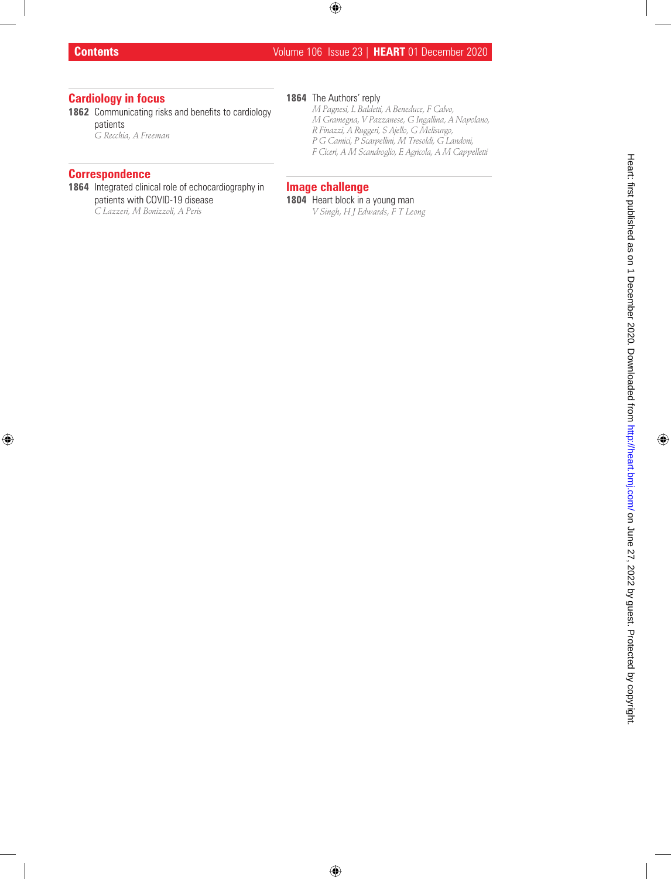## Cardiology in focus

**1862** Communicating risks and benefits to cardiology patients
*G Recchia, A Freeman*

## Correspondence

**1864** Integrated clinical role of echocardiography in patients with COVID-19 disease
*C Lazzeri, M Bonizzoli, A Peris*

**1864** The Authors' reply
*M Pagnesi, L Baldetti, A Beneduce, F Calvo, M Gramegna, V Pazzanese, G Ingallina, A Napolano, R Finazzi, A Ruggeri, S Ajello, G Melisurgo, P G Camici, P Scarpellini, M Tresoldi, G Landoni, F Ciceri, A M Scandroglio, E Agricola, A M Cappelletti*

## Image challenge

**1804** Heart block in a young man
*V Singh, H J Edwards, F T Leong*

Heart: first published as on 1 December 2020. Downloaded from http://heart.bmj.com/ on June 27, 2022 by guest. Protected by copyright.